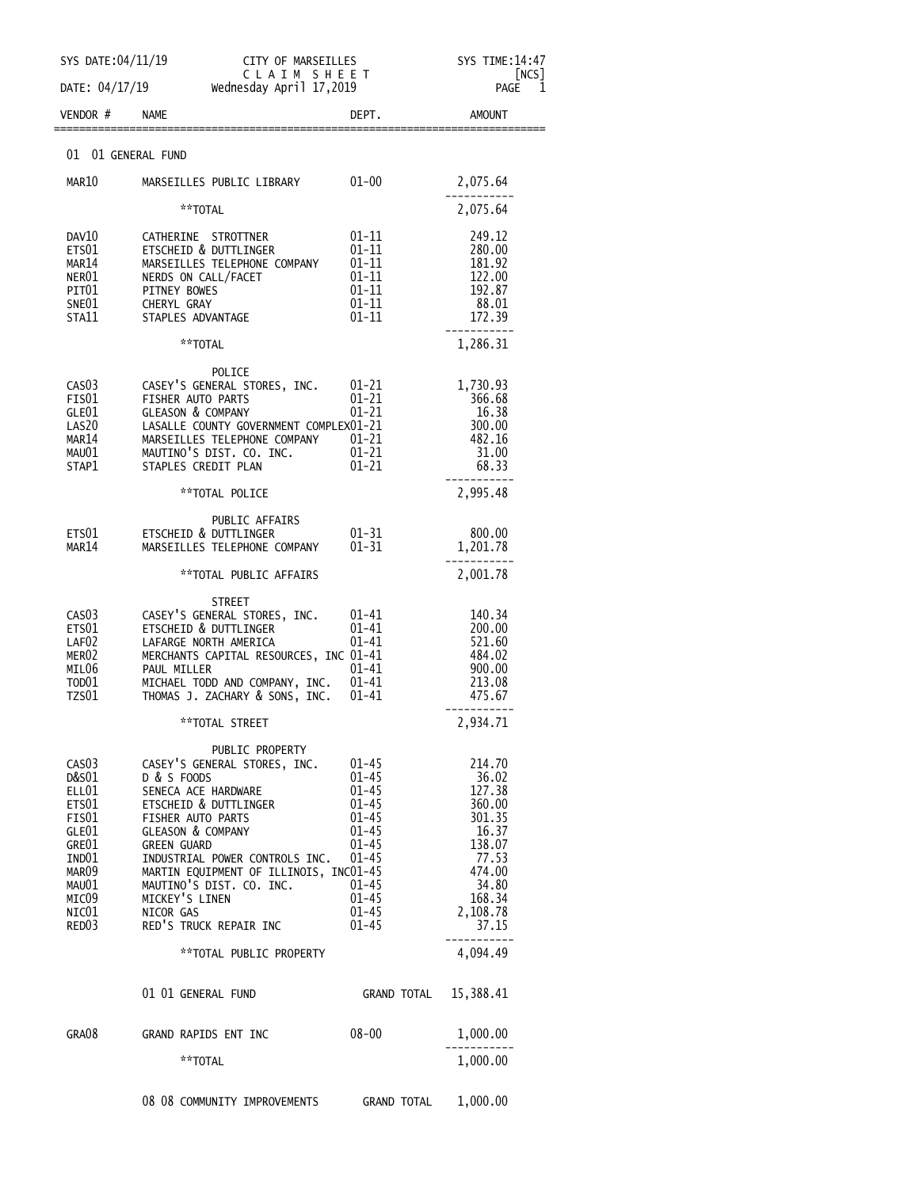SYS DATE:04/11/19 CITY OF MARSEILLES SYS TIME:14:47

C L A I M S H E E T [NCS]

DATE: 04/17/19 Wednesday April 17,2019 PAGE 1

| VENDOR # | NAME | DEPT. | AMOUNT |
|---|---|---|---|
| | **01 01 GENERAL FUND** | | |
| MAR10 | MARSEILLES PUBLIC LIBRARY | 01-00 | 2,075.64 |
| | **TOTAL | | 2,075.64 |
| DAV10 | CATHERINE STROTTNER | 01-11 | 249.12 |
| ETS01 | ETSCHEID & DUTTLINGER | 01-11 | 280.00 |
| MAR14 | MARSEILLES TELEPHONE COMPANY | 01-11 | 181.92 |
| NER01 | NERDS ON CALL/FACET | 01-11 | 122.00 |
| PIT01 | PITNEY BOWES | 01-11 | 192.87 |
| SNE01 | CHERYL GRAY | 01-11 | 88.01 |
| STA11 | STAPLES ADVANTAGE | 01-11 | 172.39 |
| | **TOTAL | | 1,286.31 |
| | POLICE | | |
| CAS03 | CASEY'S GENERAL STORES, INC. | 01-21 | 1,730.93 |
| FIS01 | FISHER AUTO PARTS | 01-21 | 366.68 |
| GLE01 | GLEASON & COMPANY | 01-21 | 16.38 |
| LAS20 | LASALLE COUNTY GOVERNMENT COMPLEX | 01-21 | 300.00 |
| MAR14 | MARSEILLES TELEPHONE COMPANY | 01-21 | 482.16 |
| MAU01 | MAUTINO'S DIST. CO. INC. | 01-21 | 31.00 |
| STAP1 | STAPLES CREDIT PLAN | 01-21 | 68.33 |
| | **TOTAL POLICE | | 2,995.48 |
| | PUBLIC AFFAIRS | | |
| ETS01 | ETSCHEID & DUTTLINGER | 01-31 | 800.00 |
| MAR14 | MARSEILLES TELEPHONE COMPANY | 01-31 | 1,201.78 |
| | **TOTAL PUBLIC AFFAIRS | | 2,001.78 |
| | STREET | | |
| CAS03 | CASEY'S GENERAL STORES, INC. | 01-41 | 140.34 |
| ETS01 | ETSCHEID & DUTTLINGER | 01-41 | 200.00 |
| LAF02 | LAFARGE NORTH AMERICA | 01-41 | 521.60 |
| MER02 | MERCHANTS CAPITAL RESOURCES, INC | 01-41 | 484.02 |
| MIL06 | PAUL MILLER | 01-41 | 900.00 |
| TOD01 | MICHAEL TODD AND COMPANY, INC. | 01-41 | 213.08 |
| TZS01 | THOMAS J. ZACHARY & SONS, INC. | 01-41 | 475.67 |
| | **TOTAL STREET | | 2,934.71 |
| | PUBLIC PROPERTY | | |
| CAS03 | CASEY'S GENERAL STORES, INC. | 01-45 | 214.70 |
| D&S01 | D & S FOODS | 01-45 | 36.02 |
| ELL01 | SENECA ACE HARDWARE | 01-45 | 127.38 |
| ETS01 | ETSCHEID & DUTTLINGER | 01-45 | 360.00 |
| FIS01 | FISHER AUTO PARTS | 01-45 | 301.35 |
| GLE01 | GLEASON & COMPANY | 01-45 | 16.37 |
| GRE01 | GREEN GUARD | 01-45 | 138.07 |
| IND01 | INDUSTRIAL POWER CONTROLS INC. | 01-45 | 77.53 |
| MAR09 | MARTIN EQUIPMENT OF ILLINOIS, INC | 01-45 | 474.00 |
| MAU01 | MAUTINO'S DIST. CO. INC. | 01-45 | 34.80 |
| MIC09 | MICKEY'S LINEN | 01-45 | 168.34 |
| NIC01 | NICOR GAS | 01-45 | 2,108.78 |
| RED03 | RED'S TRUCK REPAIR INC | 01-45 | 37.15 |
| | **TOTAL PUBLIC PROPERTY | | 4,094.49 |
| | 01 01 GENERAL FUND | GRAND TOTAL | 15,388.41 |
| GRA08 | GRAND RAPIDS ENT INC | 08-00 | 1,000.00 |
| | **TOTAL | | 1,000.00 |
| | 08 08 COMMUNITY IMPROVEMENTS | GRAND TOTAL | 1,000.00 |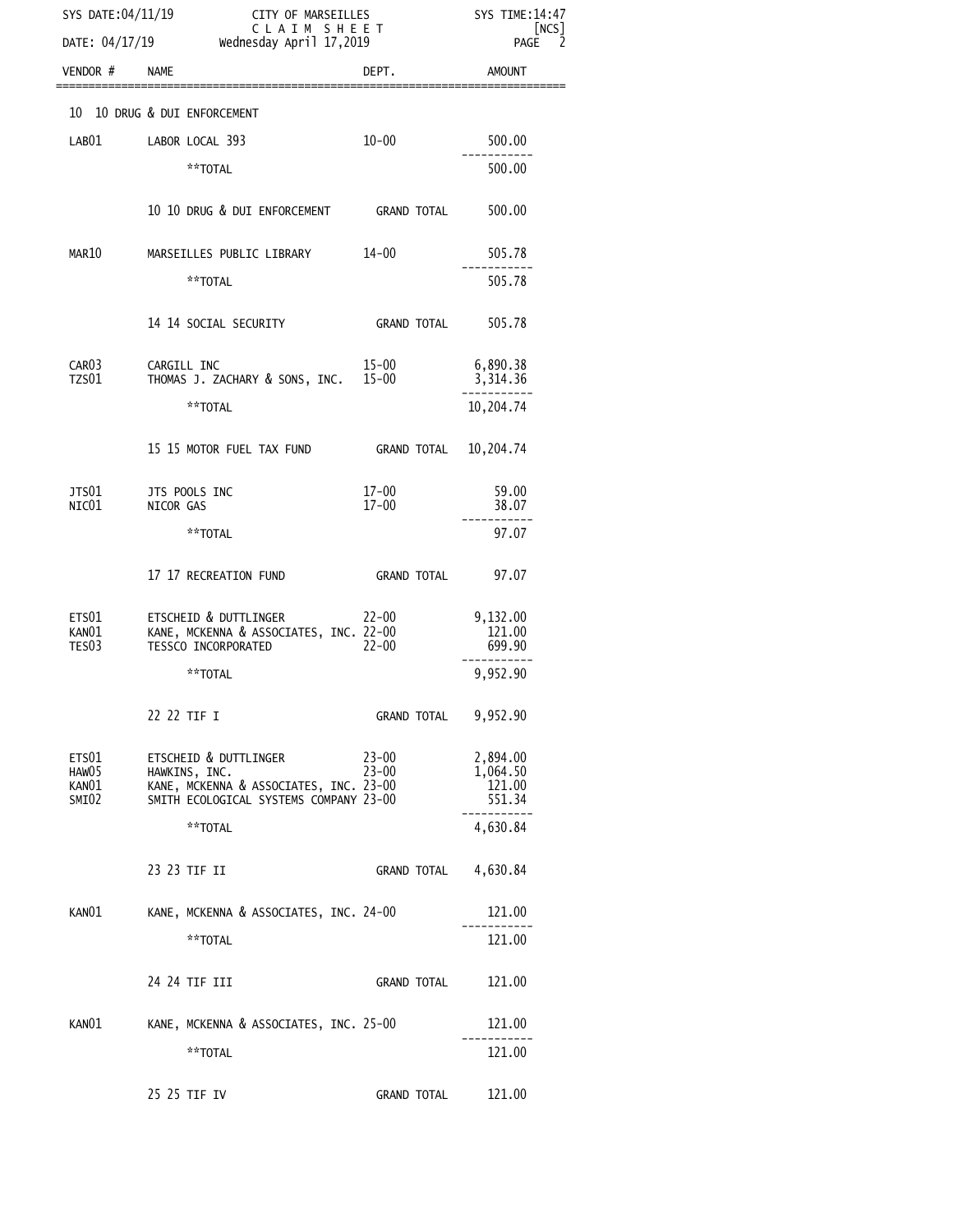SYS DATE:04/11/19 CITY OF MARSEILLES SYS TIME:14:47
C L A I M S H E E T [NCS]
DATE: 04/17/19 Wednesday April 17,2019

| VENDOR # | NAME | DEPT. | AMOUNT |
|---|---|---|---|
| 10 | 10 DRUG & DUI ENFORCEMENT | | |
| LAB01 | LABOR LOCAL 393 | 10-00 | 500.00 |
| | **TOTAL | | 500.00 |
| | 10 10 DRUG & DUI ENFORCEMENT | GRAND TOTAL | 500.00 |
| MAR10 | MARSEILLES PUBLIC LIBRARY | 14-00 | 505.78 |
| | **TOTAL | | 505.78 |
| | 14 14 SOCIAL SECURITY | GRAND TOTAL | 505.78 |
| CAR03 | CARGILL INC | 15-00 | 6,890.38 |
| TZS01 | THOMAS J. ZACHARY & SONS, INC. | 15-00 | 3,314.36 |
| | **TOTAL | | 10,204.74 |
| | 15 15 MOTOR FUEL TAX FUND | GRAND TOTAL | 10,204.74 |
| JTS01 | JTS POOLS INC | 17-00 | 59.00 |
| NIC01 | NICOR GAS | 17-00 | 38.07 |
| | **TOTAL | | 97.07 |
| | 17 17 RECREATION FUND | GRAND TOTAL | 97.07 |
| ETS01 | ETSCHEID & DUTTLINGER | 22-00 | 9,132.00 |
| KAN01 | KANE, MCKENNA & ASSOCIATES, INC. | 22-00 | 121.00 |
| TES03 | TESSCO INCORPORATED | 22-00 | 699.90 |
| | **TOTAL | | 9,952.90 |
| | 22 22 TIF I | GRAND TOTAL | 9,952.90 |
| ETS01 | ETSCHEID & DUTTLINGER | 23-00 | 2,894.00 |
| HAW05 | HAWKINS, INC. | 23-00 | 1,064.50 |
| KAN01 | KANE, MCKENNA & ASSOCIATES, INC. | 23-00 | 121.00 |
| SMI02 | SMITH ECOLOGICAL SYSTEMS COMPANY | 23-00 | 551.34 |
| | **TOTAL | | 4,630.84 |
| | 23 23 TIF II | GRAND TOTAL | 4,630.84 |
| KAN01 | KANE, MCKENNA & ASSOCIATES, INC. | 24-00 | 121.00 |
| | **TOTAL | | 121.00 |
| | 24 24 TIF III | GRAND TOTAL | 121.00 |
| KAN01 | KANE, MCKENNA & ASSOCIATES, INC. | 25-00 | 121.00 |
| | **TOTAL | | 121.00 |
| | 25 25 TIF IV | GRAND TOTAL | 121.00 |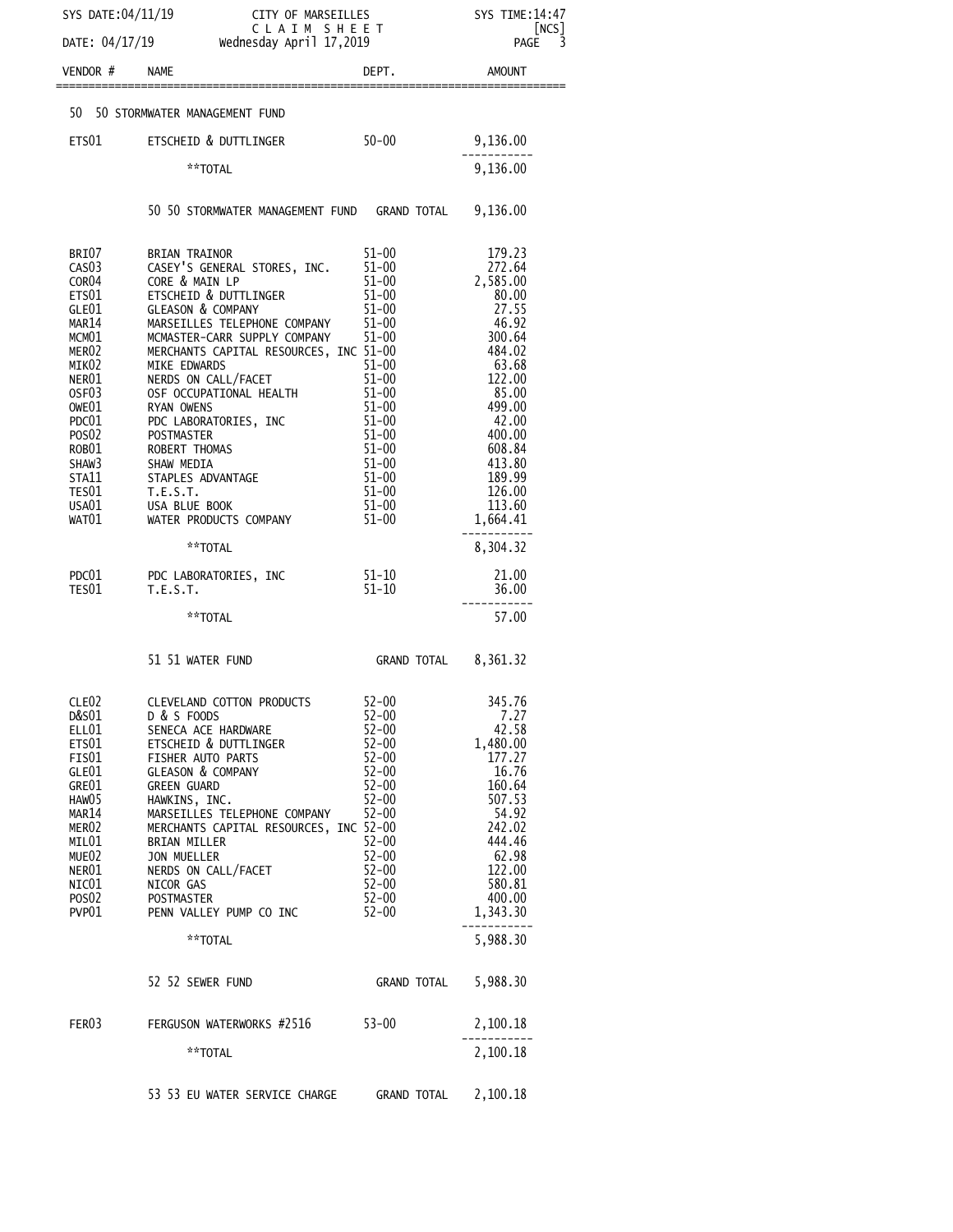CITY OF MARSEILLES
CLAIM SHEET
Wednesday April 17,2019

SYS DATE:04/11/19 SYS TIME:14:47 [NCS]
DATE: 04/17/19

| VENDOR # | NAME | DEPT. | AMOUNT |
|---|---|---|---|
| 50 | 50 STORMWATER MANAGEMENT FUND | | |
| ETS01 | ETSCHEID & DUTTLINGER | 50-00 | 9,136.00 |
| | **TOTAL | | 9,136.00 |
| | 50 50 STORMWATER MANAGEMENT FUND | GRAND TOTAL | 9,136.00 |
| BRI07 | BRIAN TRAINOR | 51-00 | 179.23 |
| CAS03 | CASEY'S GENERAL STORES, INC. | 51-00 | 272.64 |
| COR04 | CORE & MAIN LP | 51-00 | 2,585.00 |
| ETS01 | ETSCHEID & DUTTLINGER | 51-00 | 80.00 |
| GLE01 | GLEASON & COMPANY | 51-00 | 27.55 |
| MAR14 | MARSEILLES TELEPHONE COMPANY | 51-00 | 46.92 |
| MCM01 | MCMASTER-CARR SUPPLY COMPANY | 51-00 | 300.64 |
| MER02 | MERCHANTS CAPITAL RESOURCES, INC | 51-00 | 484.02 |
| MIK02 | MIKE EDWARDS | 51-00 | 63.68 |
| NER01 | NERDS ON CALL/FACET | 51-00 | 122.00 |
| OSF03 | OSF OCCUPATIONAL HEALTH | 51-00 | 85.00 |
| OWE01 | RYAN OWENS | 51-00 | 499.00 |
| PDC01 | PDC LABORATORIES, INC | 51-00 | 42.00 |
| POS02 | POSTMASTER | 51-00 | 400.00 |
| ROB01 | ROBERT THOMAS | 51-00 | 608.84 |
| SHAW3 | SHAW MEDIA | 51-00 | 413.80 |
| STA11 | STAPLES ADVANTAGE | 51-00 | 189.99 |
| TES01 | T.E.S.T. | 51-00 | 126.00 |
| USA01 | USA BLUE BOOK | 51-00 | 113.60 |
| WAT01 | WATER PRODUCTS COMPANY | 51-00 | 1,664.41 |
| | **TOTAL | | 8,304.32 |
| PDC01 | PDC LABORATORIES, INC | 51-10 | 21.00 |
| TES01 | T.E.S.T. | 51-10 | 36.00 |
| | **TOTAL | | 57.00 |
| | 51 51 WATER FUND | GRAND TOTAL | 8,361.32 |
| CLE02 | CLEVELAND COTTON PRODUCTS | 52-00 | 345.76 |
| D&S01 | D & S FOODS | 52-00 | 7.27 |
| ELL01 | SENECA ACE HARDWARE | 52-00 | 42.58 |
| ETS01 | ETSCHEID & DUTTLINGER | 52-00 | 1,480.00 |
| FIS01 | FISHER AUTO PARTS | 52-00 | 177.27 |
| GLE01 | GLEASON & COMPANY | 52-00 | 16.76 |
| GRE01 | GREEN GUARD | 52-00 | 160.64 |
| HAW05 | HAWKINS, INC. | 52-00 | 507.53 |
| MAR14 | MARSEILLES TELEPHONE COMPANY | 52-00 | 54.92 |
| MER02 | MERCHANTS CAPITAL RESOURCES, INC | 52-00 | 242.02 |
| MIL01 | BRIAN MILLER | 52-00 | 444.46 |
| MUE02 | JON MUELLER | 52-00 | 62.98 |
| NER01 | NERDS ON CALL/FACET | 52-00 | 122.00 |
| NIC01 | NICOR GAS | 52-00 | 580.81 |
| POS02 | POSTMASTER | 52-00 | 400.00 |
| PVP01 | PENN VALLEY PUMP CO INC | 52-00 | 1,343.30 |
| | **TOTAL | | 5,988.30 |
| | 52 52 SEWER FUND | GRAND TOTAL | 5,988.30 |
| FER03 | FERGUSON WATERWORKS #2516 | 53-00 | 2,100.18 |
| | **TOTAL | | 2,100.18 |
| | 53 53 EU WATER SERVICE CHARGE | GRAND TOTAL | 2,100.18 |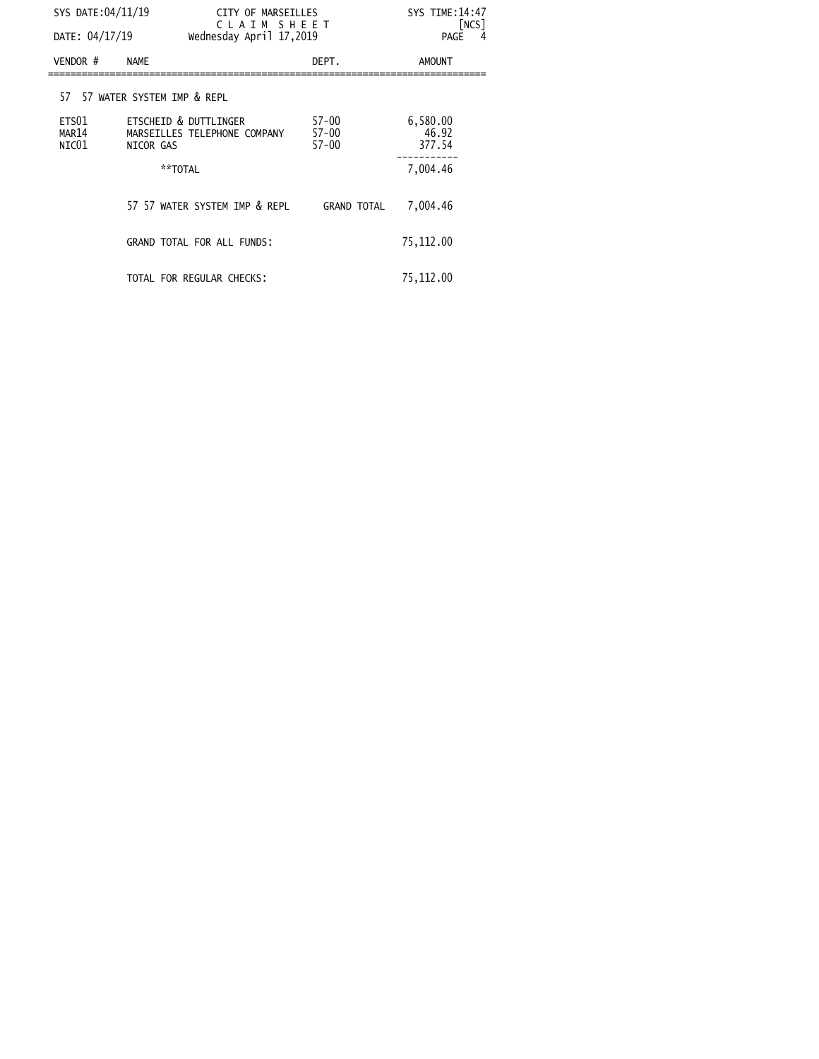SYS DATE:04/11/19 CITY OF MARSEILLES SYS TIME:14:47

C L A I M S H E E T [NCS]

DATE: 04/17/19 Wednesday April 17,2019

| VENDOR # | NAME | DEPT. | AMOUNT |
|---|---|---|---|
| 57 | 57 WATER SYSTEM IMP & REPL | | |
| ETS01 | ETSCHEID & DUTTLINGER | 57-00 | 6,580.00 |
| MAR14 | MARSEILLES TELEPHONE COMPANY | 57-00 | 46.92 |
| NIC01 | NICOR GAS | 57-00 | 377.54 |
| | **TOTAL | | 7,004.46 |
| | 57 57 WATER SYSTEM IMP & REPL | GRAND TOTAL | 7,004.46 |
| | GRAND TOTAL FOR ALL FUNDS: | | 75,112.00 |
| | TOTAL FOR REGULAR CHECKS: | | 75,112.00 |